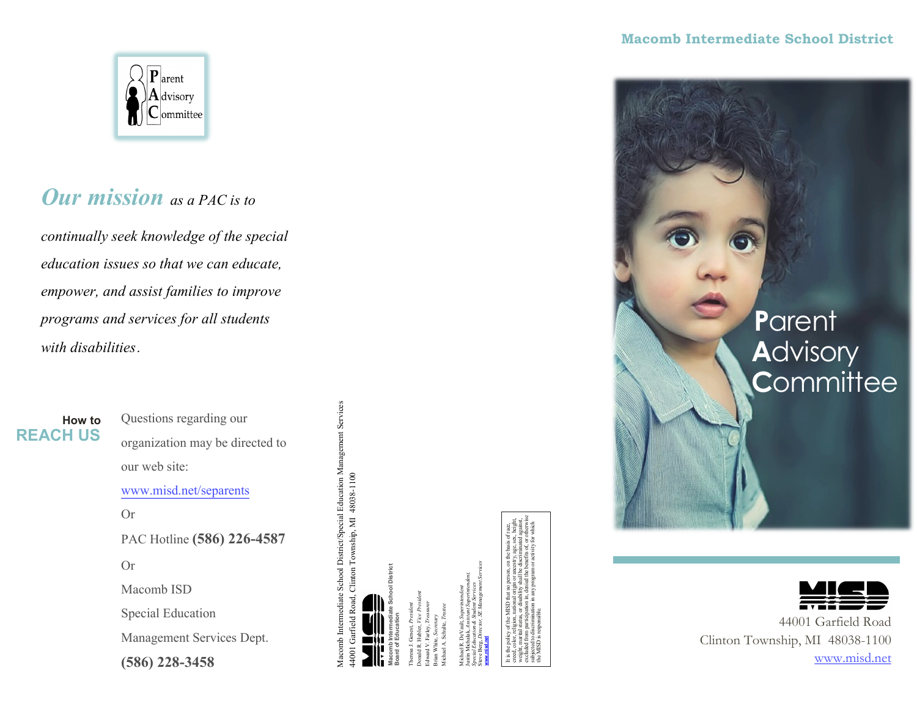Parent
Advisory
Committee

*Our mission as a PAC is to continually seek knowledge of the special education issues so that we can educate, empower, and assist families to improve programs and services for all students with disabilities.*

## How to REACH US

Questions regarding our organization may be directed to our web site:

www.misd.net/separents

Or

PAC Hotline **(586) 226-4587**

Or

Macomb ISD

Special Education

Management Services Dept.

**(586) 228-3458**

Macomb Intermediate School District/Special Education Management Services
44001 Garfield Road, Clinton Township, MI 48038-1100

**Macomb Intermediate School District**
**Board of Education**

Theresa J. Genest, *President*
Donald R. Hubler, *Vice President*
Edward V. Farley, *Treasurer*
Brian White, *Secretary*
Michael A. Schulte, *Trustee*

Michael R. DeVault, *Superintendent*
Justin Michalak, *Assistant Superintendent, Special Education & Student Services*
Steve Berg, *Director, SE Management Services*
www.misd.net

It is the policy of the MISD that no person, on the basis of race, creed, color, religion, national origin or ancestry, age, sex, height, weight, marital status, or disability shall be discriminated against, excluded from participation in, denied the benefits of, or otherwise subjected to discrimination in any program or activity for which the MISD is responsible.

**Macomb Intermediate School District**

# Parent Advisory Committee

MISD

44001 Garfield Road
Clinton Township, MI 48038-1100
www.misd.net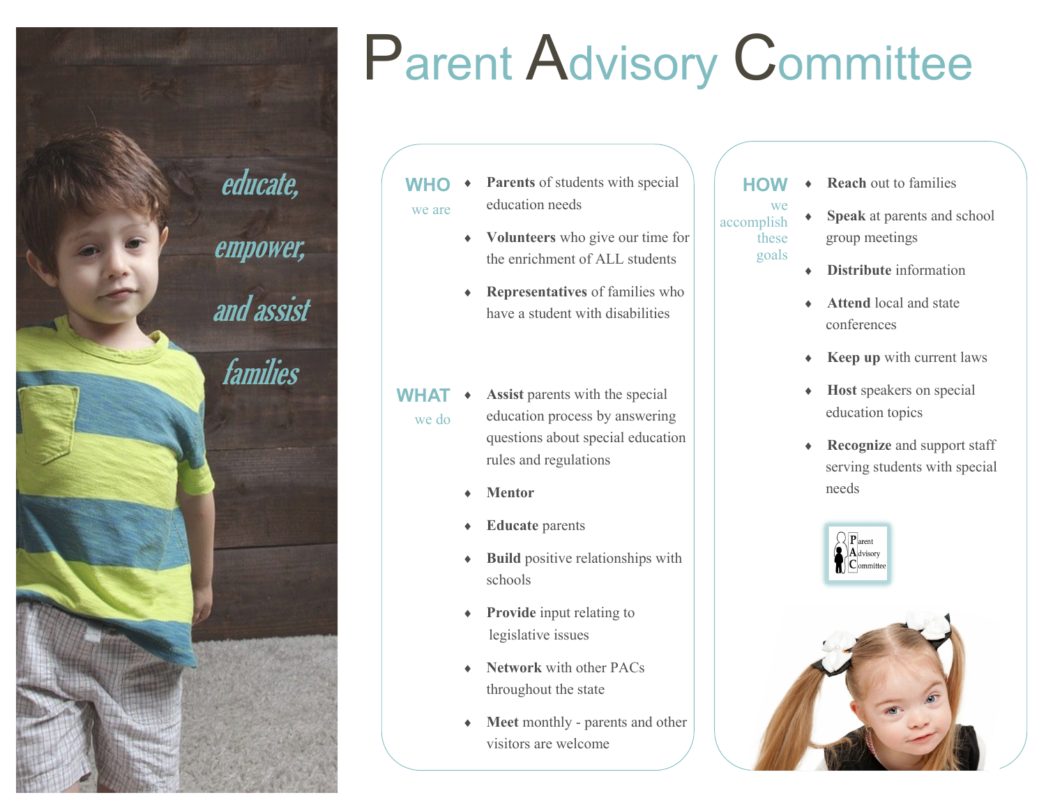# Parent Advisory Committee

*educate, empower, and assist families*

## WHO we are

- **Parents** of students with special education needs
- **Volunteers** who give our time for the enrichment of ALL students
- **Representatives** of families who have a student with disabilities

## WHAT we do

- **Assist** parents with the special education process by answering questions about special education rules and regulations
- **Mentor**
- **Educate** parents
- **Build** positive relationships with schools
- **Provide** input relating to legislative issues
- **Network** with other PACs throughout the state
- **Meet** monthly - parents and other visitors are welcome

## HOW we accomplish these goals

- **Reach** out to families
- **Speak** at parents and school group meetings
- **Distribute** information
- **Attend** local and state conferences
- **Keep up** with current laws
- **Host** speakers on special education topics
- **Recognize** and support staff serving students with special needs

Parent Advisory Committee